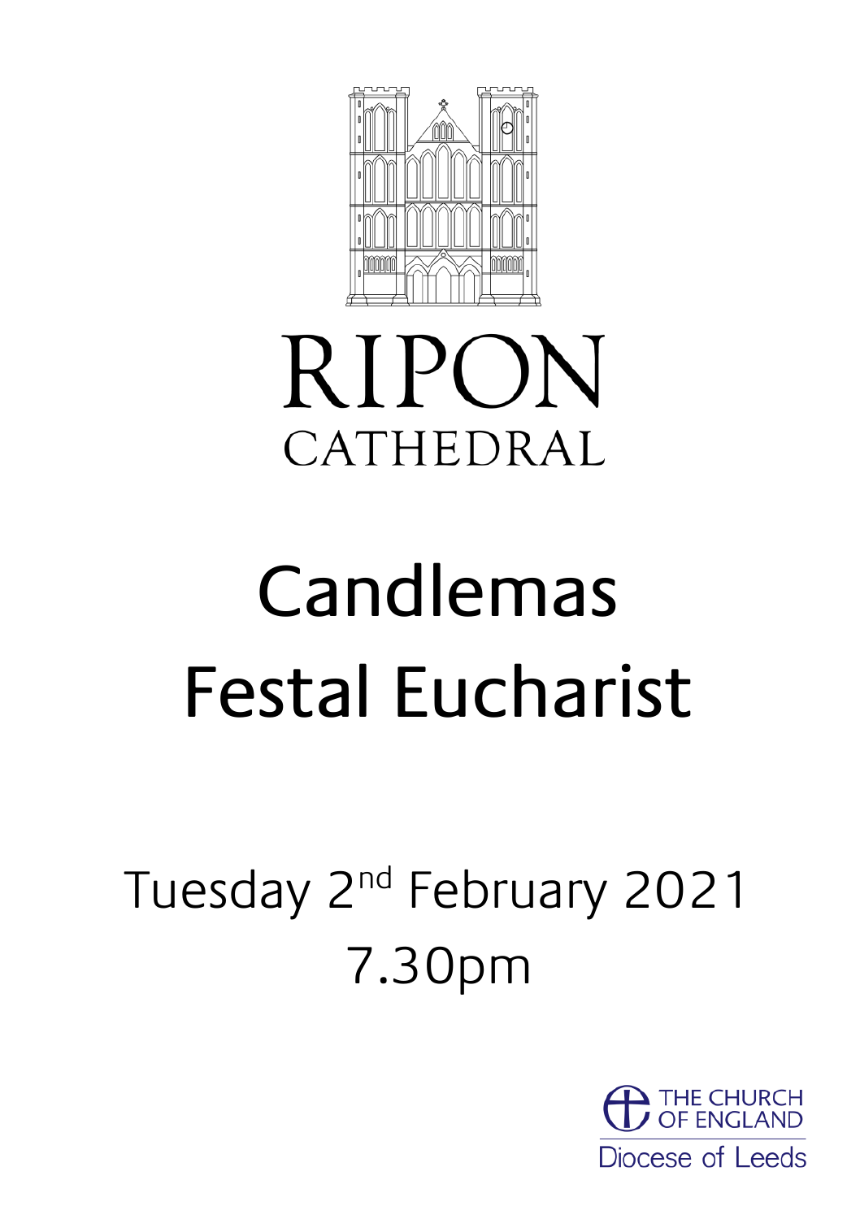RIPON
CATHEDRAL

# Candlemas
# Festal Eucharist

Tuesday 2nd February 2021
7.30pm

THE CHURCH OF ENGLAND
Diocese of Leeds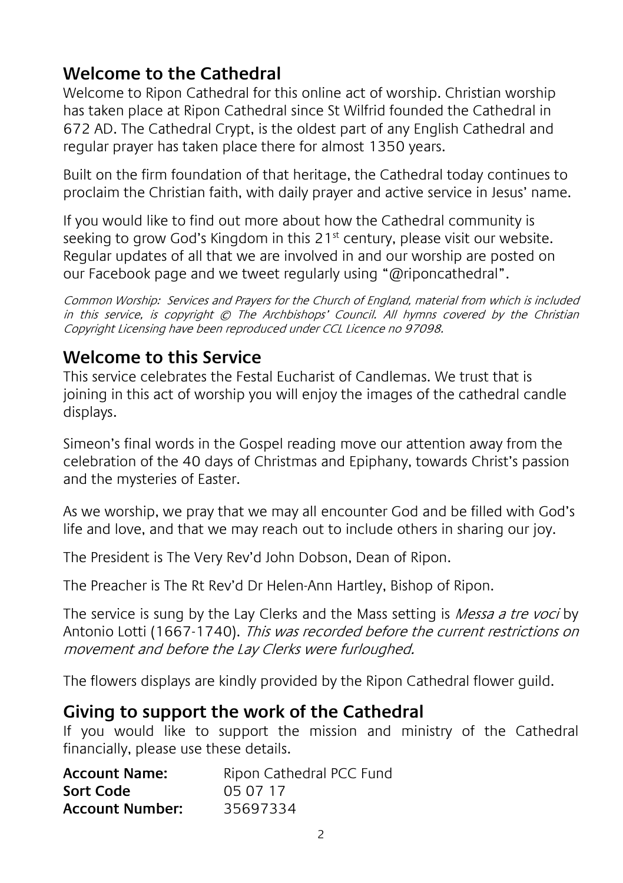## Welcome to the Cathedral

Welcome to Ripon Cathedral for this online act of worship. Christian worship has taken place at Ripon Cathedral since St Wilfrid founded the Cathedral in 672 AD. The Cathedral Crypt, is the oldest part of any English Cathedral and regular prayer has taken place there for almost 1350 years.

Built on the firm foundation of that heritage, the Cathedral today continues to proclaim the Christian faith, with daily prayer and active service in Jesus' name.

If you would like to find out more about how the Cathedral community is seeking to grow God's Kingdom in this 21st century, please visit our website. Regular updates of all that we are involved in and our worship are posted on our Facebook page and we tweet regularly using "@riponcathedral".

*Common Worship: Services and Prayers for the Church of England, material from which is included in this service, is copyright © The Archbishops' Council. All hymns covered by the Christian Copyright Licensing have been reproduced under CCL Licence no 97098.*

## Welcome to this Service

This service celebrates the Festal Eucharist of Candlemas. We trust that is joining in this act of worship you will enjoy the images of the cathedral candle displays.

Simeon's final words in the Gospel reading move our attention away from the celebration of the 40 days of Christmas and Epiphany, towards Christ's passion and the mysteries of Easter.

As we worship, we pray that we may all encounter God and be filled with God's life and love, and that we may reach out to include others in sharing our joy.

The President is The Very Rev'd John Dobson, Dean of Ripon.

The Preacher is The Rt Rev'd Dr Helen-Ann Hartley, Bishop of Ripon.

The service is sung by the Lay Clerks and the Mass setting is *Messa a tre voci* by Antonio Lotti (1667-1740). *This was recorded before the current restrictions on movement and before the Lay Clerks were furloughed.*

The flowers displays are kindly provided by the Ripon Cathedral flower guild.

## Giving to support the work of the Cathedral

If you would like to support the mission and ministry of the Cathedral financially, please use these details.

| | |
|---|---|
| **Account Name:** | Ripon Cathedral PCC Fund |
| **Sort Code** | 05 07 17 |
| **Account Number:** | 35697334 |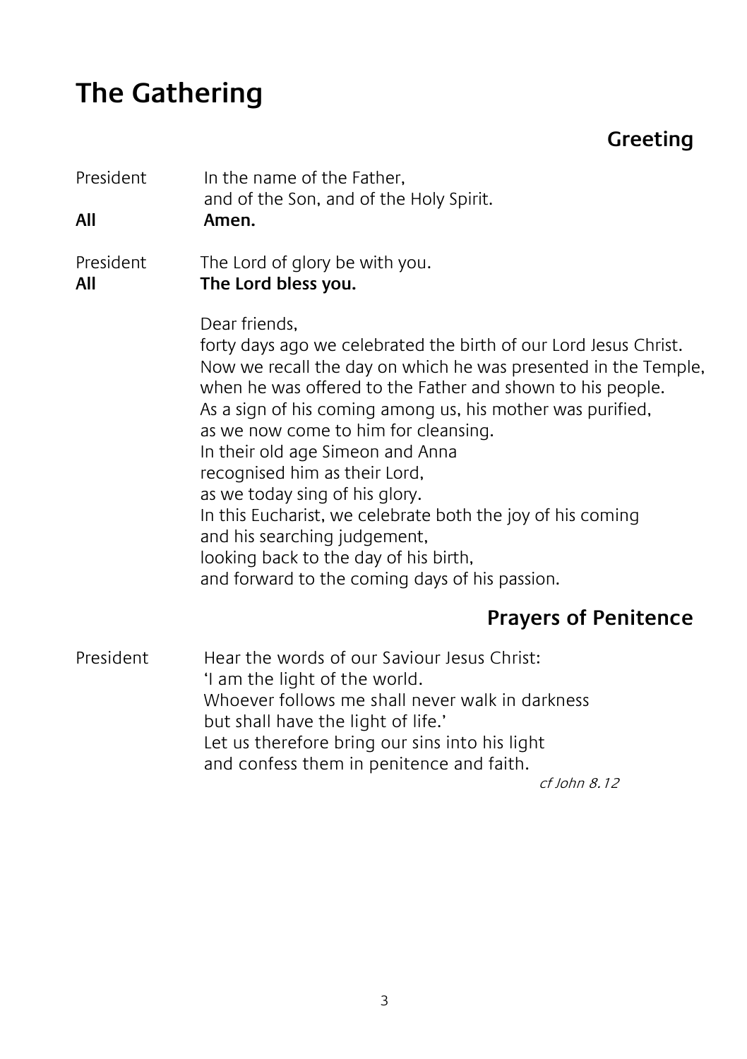# The Gathering

## Greeting

President In the name of the Father,
and of the Son, and of the Holy Spirit.

**All** **Amen.**

President The Lord of glory be with you.

**All** **The Lord bless you.**

Dear friends,
forty days ago we celebrated the birth of our Lord Jesus Christ.
Now we recall the day on which he was presented in the Temple,
when he was offered to the Father and shown to his people.
As a sign of his coming among us, his mother was purified,
as we now come to him for cleansing.
In their old age Simeon and Anna
recognised him as their Lord,
as we today sing of his glory.
In this Eucharist, we celebrate both the joy of his coming
and his searching judgement,
looking back to the day of his birth,
and forward to the coming days of his passion.

## Prayers of Penitence

President Hear the words of our Saviour Jesus Christ:
'I am the light of the world.
Whoever follows me shall never walk in darkness
but shall have the light of life.'
Let us therefore bring our sins into his light
and confess them in penitence and faith.

*cf John 8.12*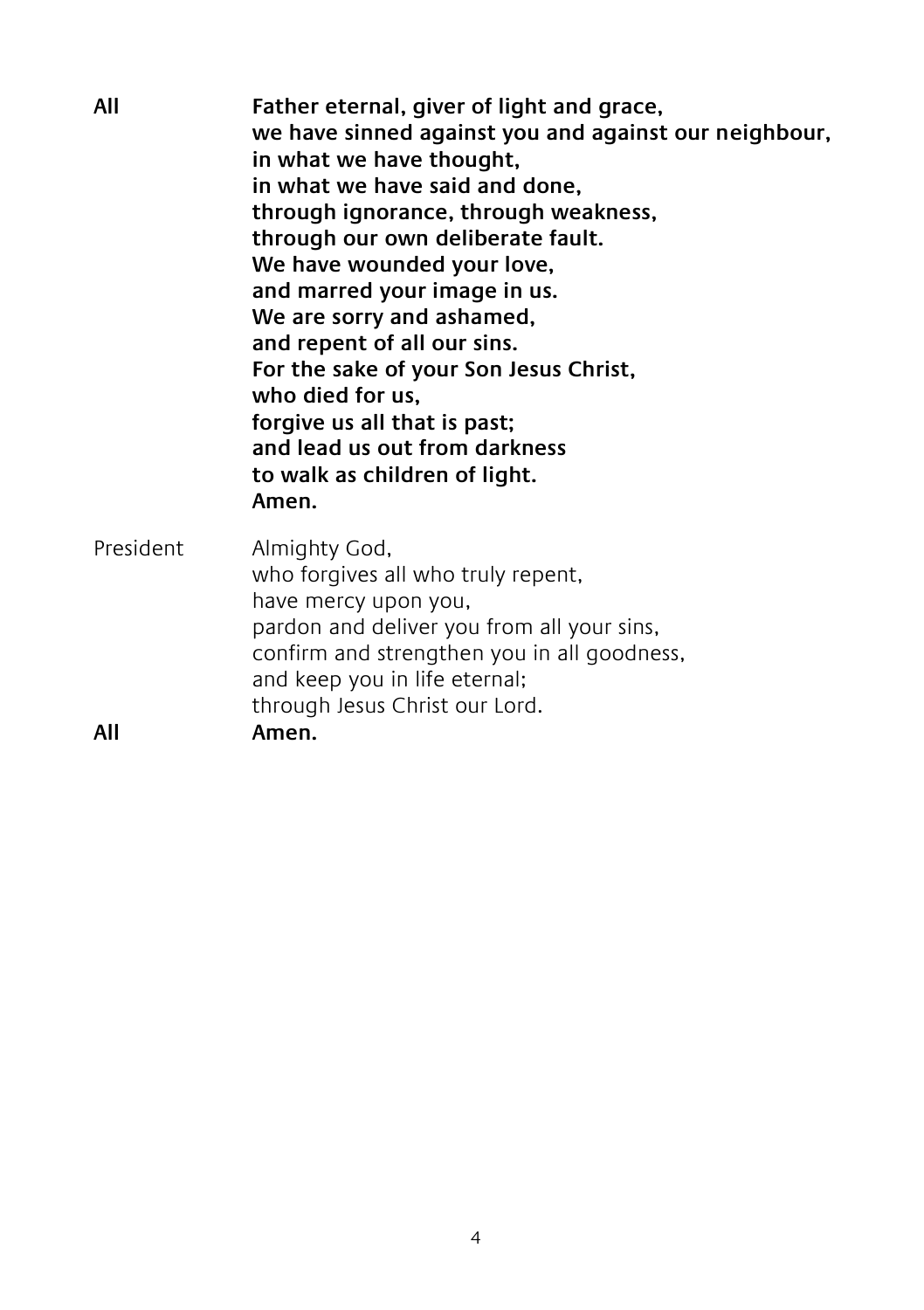**All** **Father eternal, giver of light and grace,**
**we have sinned against you and against our neighbour,**
**in what we have thought,**
**in what we have said and done,**
**through ignorance, through weakness,**
**through our own deliberate fault.**
**We have wounded your love,**
**and marred your image in us.**
**We are sorry and ashamed,**
**and repent of all our sins.**
**For the sake of your Son Jesus Christ,**
**who died for us,**
**forgive us all that is past;**
**and lead us out from darkness**
**to walk as children of light.**
**Amen.**

President Almighty God,
who forgives all who truly repent,
have mercy upon you,
pardon and deliver you from all your sins,
confirm and strengthen you in all goodness,
and keep you in life eternal;
through Jesus Christ our Lord.

**All** **Amen.**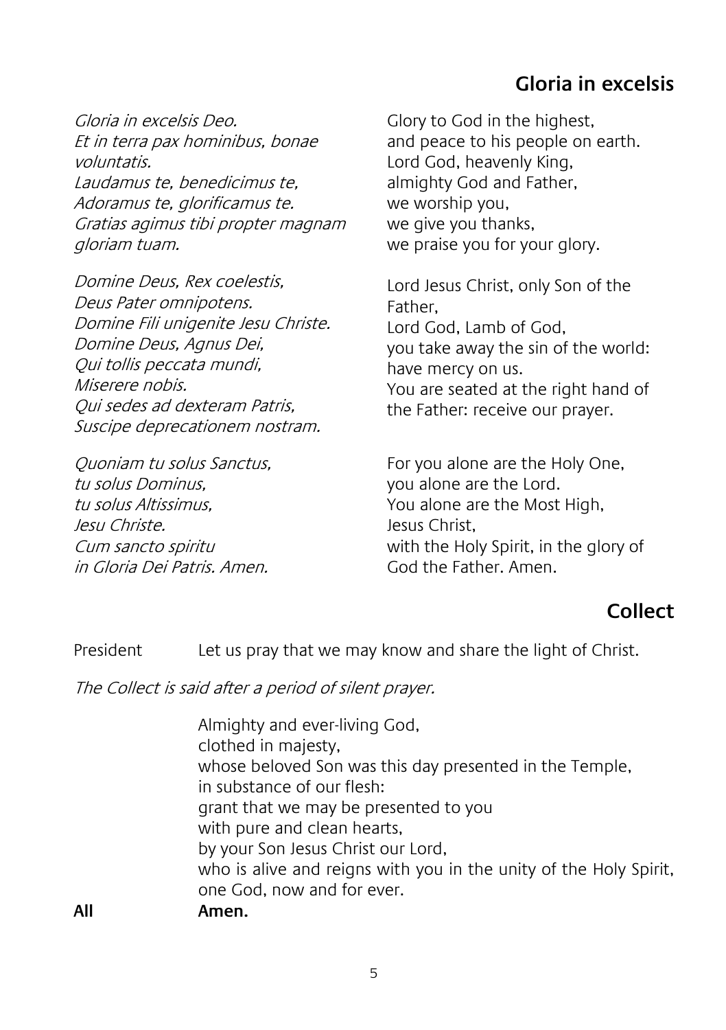## Gloria in excelsis

*Gloria in excelsis Deo.*
*Et in terra pax hominibus, bonae voluntatis.*
*Laudamus te, benedicimus te,*
*Adoramus te, glorificamus te.*
*Gratias agimus tibi propter magnam gloriam tuam.*

Glory to God in the highest,
and peace to his people on earth.
Lord God, heavenly King,
almighty God and Father,
we worship you,
we give you thanks,
we praise you for your glory.

*Domine Deus, Rex coelestis,*
*Deus Pater omnipotens.*
*Domine Fili unigenite Jesu Christe.*
*Domine Deus, Agnus Dei,*
*Qui tollis peccata mundi,*
*Miserere nobis.*
*Qui sedes ad dexteram Patris,*
*Suscipe deprecationem nostram.*

Lord Jesus Christ, only Son of the Father,
Lord God, Lamb of God,
you take away the sin of the world:
have mercy on us.
You are seated at the right hand of the Father: receive our prayer.

*Quoniam tu solus Sanctus,*
*tu solus Dominus,*
*tu solus Altissimus,*
*Jesu Christe.*
*Cum sancto spiritu*
*in Gloria Dei Patris. Amen.*

For you alone are the Holy One,
you alone are the Lord.
You alone are the Most High,
Jesus Christ,
with the Holy Spirit, in the glory of God the Father. Amen.

## Collect

President Let us pray that we may know and share the light of Christ.

*The Collect is said after a period of silent prayer.*

Almighty and ever-living God,
clothed in majesty,
whose beloved Son was this day presented in the Temple,
in substance of our flesh:
grant that we may be presented to you
with pure and clean hearts,
by your Son Jesus Christ our Lord,
who is alive and reigns with you in the unity of the Holy Spirit,
one God, now and for ever.

**All** **Amen.**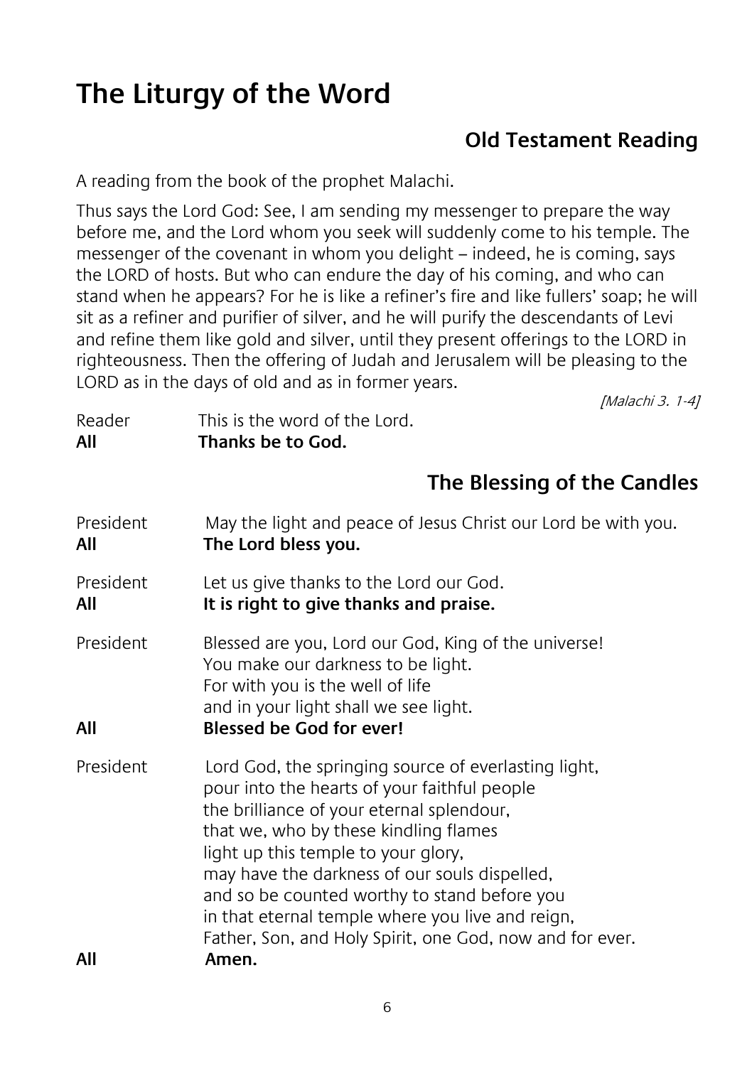# The Liturgy of the Word

## Old Testament Reading

A reading from the book of the prophet Malachi.

Thus says the Lord God: See, I am sending my messenger to prepare the way before me, and the Lord whom you seek will suddenly come to his temple. The messenger of the covenant in whom you delight – indeed, he is coming, says the LORD of hosts. But who can endure the day of his coming, and who can stand when he appears? For he is like a refiner's fire and like fullers' soap; he will sit as a refiner and purifier of silver, and he will purify the descendants of Levi and refine them like gold and silver, until they present offerings to the LORD in righteousness. Then the offering of Judah and Jerusalem will be pleasing to the LORD as in the days of old and as in former years.

*[Malachi 3. 1-4]*

Reader This is the word of the Lord.
**All Thanks be to God.**

## The Blessing of the Candles

President May the light and peace of Jesus Christ our Lord be with you.
**All The Lord bless you.**

President Let us give thanks to the Lord our God.
**All It is right to give thanks and praise.**

President Blessed are you, Lord our God, King of the universe!
You make our darkness to be light.
For with you is the well of life
and in your light shall we see light.
**All Blessed be God for ever!**

President Lord God, the springing source of everlasting light,
pour into the hearts of your faithful people
the brilliance of your eternal splendour,
that we, who by these kindling flames
light up this temple to your glory,
may have the darkness of our souls dispelled,
and so be counted worthy to stand before you
in that eternal temple where you live and reign,
Father, Son, and Holy Spirit, one God, now and for ever.
**All Amen.**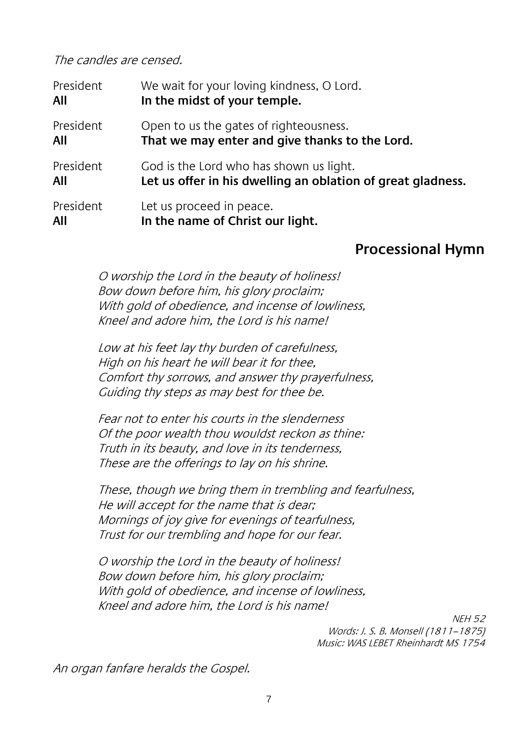*The candles are censed.*

President We wait for your loving kindness, O Lord.
**All In the midst of your temple.**

President Open to us the gates of righteousness.
**All That we may enter and give thanks to the Lord.**

President God is the Lord who has shown us light.
**All Let us offer in his dwelling an oblation of great gladness.**

President Let us proceed in peace.
**All In the name of Christ our light.**

## Processional Hymn

*O worship the Lord in the beauty of holiness!*
*Bow down before him, his glory proclaim;*
*With gold of obedience, and incense of lowliness,*
*Kneel and adore him, the Lord is his name!*

*Low at his feet lay thy burden of carefulness,*
*High on his heart he will bear it for thee,*
*Comfort thy sorrows, and answer thy prayerfulness,*
*Guiding thy steps as may best for thee be.*

*Fear not to enter his courts in the slenderness*
*Of the poor wealth thou wouldst reckon as thine:*
*Truth in its beauty, and love in its tenderness,*
*These are the offerings to lay on his shrine.*

*These, though we bring them in trembling and fearfulness,*
*He will accept for the name that is dear;*
*Mornings of joy give for evenings of tearfulness,*
*Trust for our trembling and hope for our fear.*

*O worship the Lord in the beauty of holiness!*
*Bow down before him, his glory proclaim;*
*With gold of obedience, and incense of lowliness,*
*Kneel and adore him, the Lord is his name!*

*NEH 52*
*Words: J. S. B. Monsell (1811–1875)*
*Music: WAS LEBET Rheinhardt MS 1754*

*An organ fanfare heralds the Gospel.*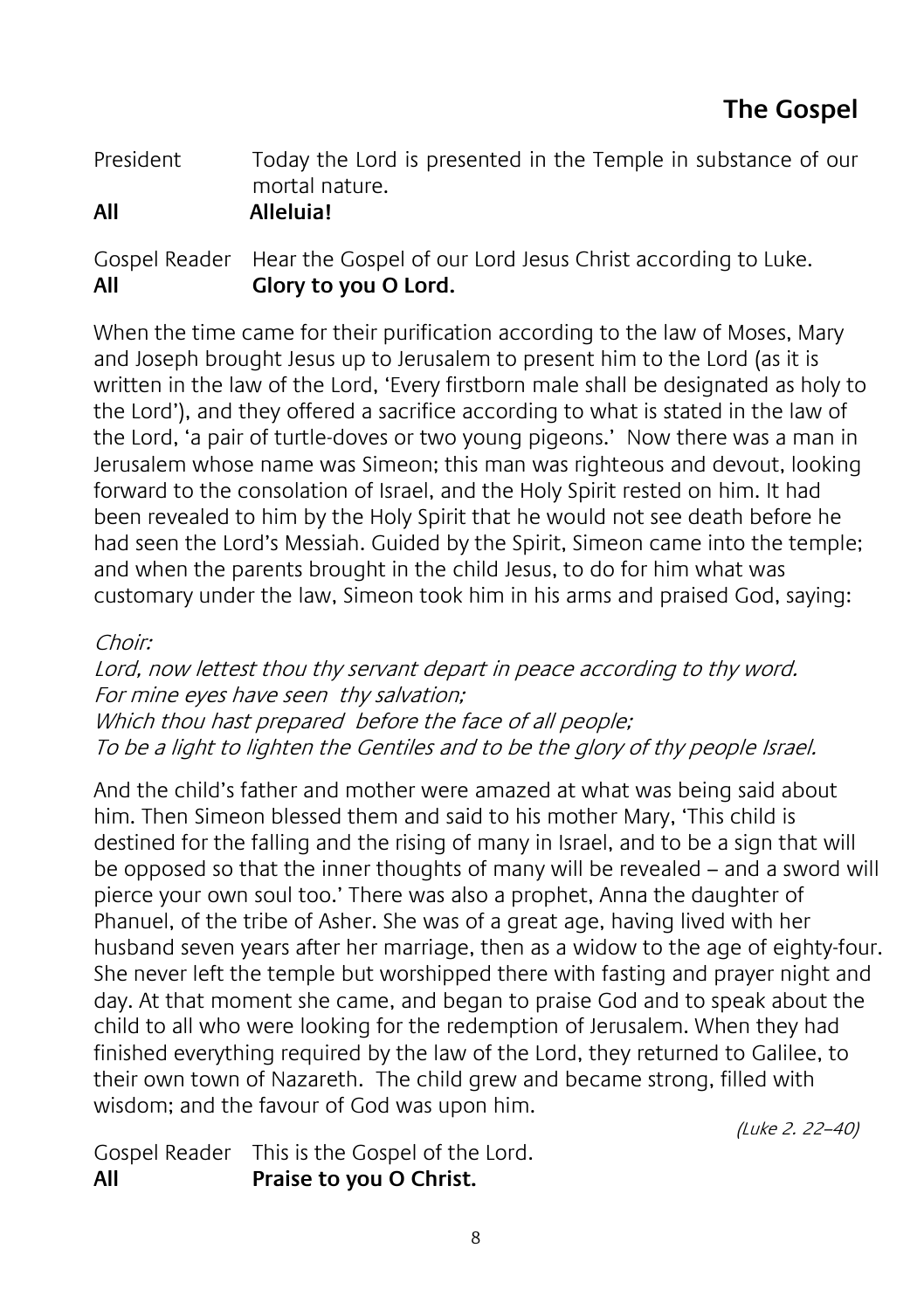## The Gospel

President	Today the Lord is presented in the Temple in substance of our mortal nature.
**All	Alleluia!**

Gospel Reader	Hear the Gospel of our Lord Jesus Christ according to Luke.
**All	Glory to you O Lord.**

When the time came for their purification according to the law of Moses, Mary and Joseph brought Jesus up to Jerusalem to present him to the Lord (as it is written in the law of the Lord, 'Every firstborn male shall be designated as holy to the Lord'), and they offered a sacrifice according to what is stated in the law of the Lord, 'a pair of turtle-doves or two young pigeons.' Now there was a man in Jerusalem whose name was Simeon; this man was righteous and devout, looking forward to the consolation of Israel, and the Holy Spirit rested on him. It had been revealed to him by the Holy Spirit that he would not see death before he had seen the Lord's Messiah. Guided by the Spirit, Simeon came into the temple; and when the parents brought in the child Jesus, to do for him what was customary under the law, Simeon took him in his arms and praised God, saying:

*Choir:*
*Lord, now lettest thou thy servant depart in peace according to thy word.*
*For mine eyes have seen thy salvation;*
*Which thou hast prepared before the face of all people;*
*To be a light to lighten the Gentiles and to be the glory of thy people Israel.*

And the child's father and mother were amazed at what was being said about him. Then Simeon blessed them and said to his mother Mary, 'This child is destined for the falling and the rising of many in Israel, and to be a sign that will be opposed so that the inner thoughts of many will be revealed – and a sword will pierce your own soul too.' There was also a prophet, Anna the daughter of Phanuel, of the tribe of Asher. She was of a great age, having lived with her husband seven years after her marriage, then as a widow to the age of eighty-four. She never left the temple but worshipped there with fasting and prayer night and day. At that moment she came, and began to praise God and to speak about the child to all who were looking for the redemption of Jerusalem. When they had finished everything required by the law of the Lord, they returned to Galilee, to their own town of Nazareth. The child grew and became strong, filled with wisdom; and the favour of God was upon him.

*(Luke 2. 22–40)*

Gospel Reader	This is the Gospel of the Lord.
**All	Praise to you O Christ.**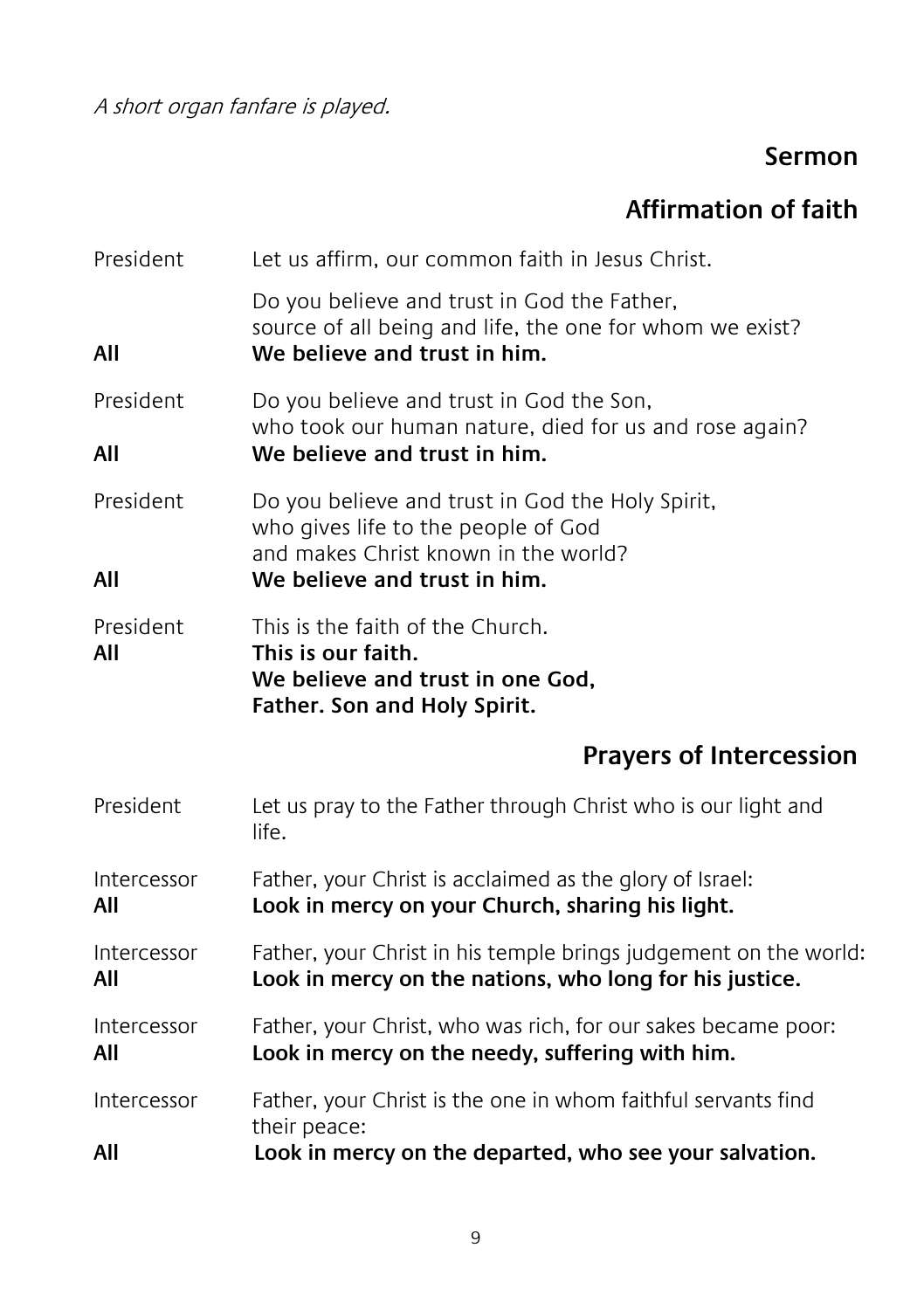*A short organ fanfare is played.*

## Sermon

## Affirmation of faith

President Let us affirm, our common faith in Jesus Christ.

Do you believe and trust in God the Father,
source of all being and life, the one for whom we exist?

**All** **We believe and trust in him.**

President Do you believe and trust in God the Son,
who took our human nature, died for us and rose again?

**All** **We believe and trust in him.**

President Do you believe and trust in God the Holy Spirit,
who gives life to the people of God
and makes Christ known in the world?

**All** **We believe and trust in him.**

President This is the faith of the Church.

**All** **This is our faith.**
**We believe and trust in one God,**
**Father. Son and Holy Spirit.**

## Prayers of Intercession

President Let us pray to the Father through Christ who is our light and life.

Intercessor Father, your Christ is acclaimed as the glory of Israel:

**All** **Look in mercy on your Church, sharing his light.**

Intercessor Father, your Christ in his temple brings judgement on the world:

**All** **Look in mercy on the nations, who long for his justice.**

Intercessor Father, your Christ, who was rich, for our sakes became poor:

**All** **Look in mercy on the needy, suffering with him.**

Intercessor Father, your Christ is the one in whom faithful servants find their peace:

**All** **Look in mercy on the departed, who see your salvation.**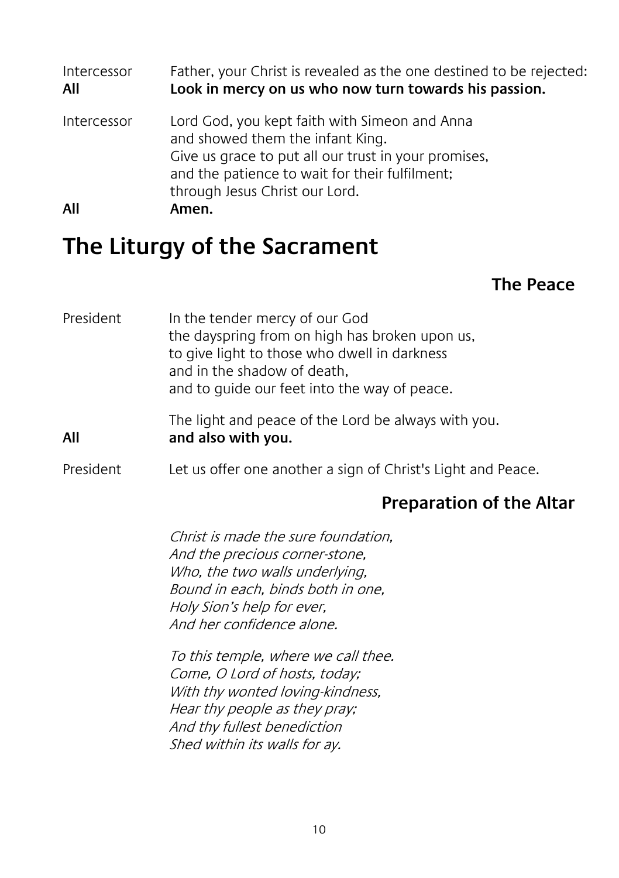Intercessor Father, your Christ is revealed as the one destined to be rejected:
**All** **Look in mercy on us who now turn towards his passion.**

Intercessor Lord God, you kept faith with Simeon and Anna
and showed them the infant King.
Give us grace to put all our trust in your promises,
and the patience to wait for their fulfilment;
through Jesus Christ our Lord.
**All** **Amen.**

# The Liturgy of the Sacrament

## The Peace

President In the tender mercy of our God
the dayspring from on high has broken upon us,
to give light to those who dwell in darkness
and in the shadow of death,
and to guide our feet into the way of peace.

The light and peace of the Lord be always with you.
**All** **and also with you.**

President Let us offer one another a sign of Christ's Light and Peace.

## Preparation of the Altar

*Christ is made the sure foundation,*
*And the precious corner-stone,*
*Who, the two walls underlying,*
*Bound in each, binds both in one,*
*Holy Sion's help for ever,*
*And her confidence alone.*

*To this temple, where we call thee.*
*Come, O Lord of hosts, today;*
*With thy wonted loving-kindness,*
*Hear thy people as they pray;*
*And thy fullest benediction*
*Shed within its walls for ay.*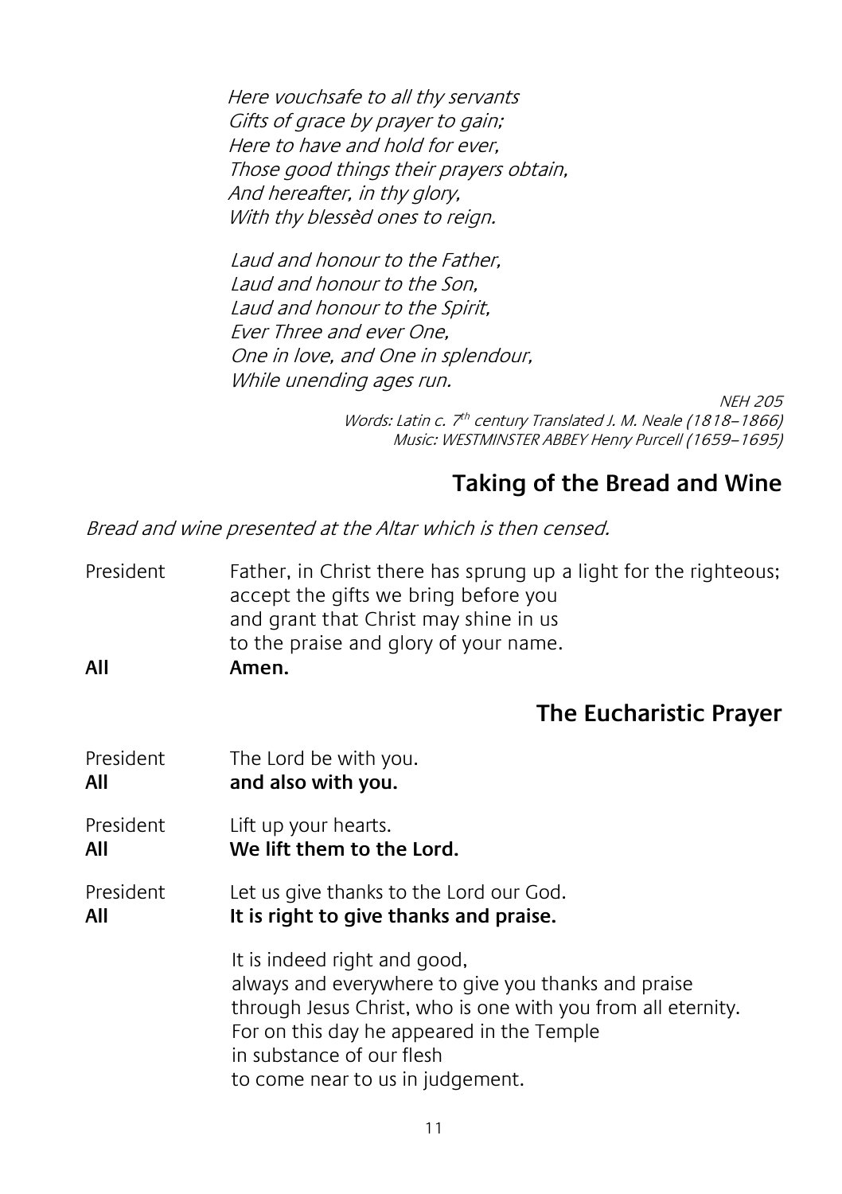*Here vouchsafe to all thy servants*
*Gifts of grace by prayer to gain;*
*Here to have and hold for ever,*
*Those good things their prayers obtain,*
*And hereafter, in thy glory,*
*With thy blessèd ones to reign.*

*Laud and honour to the Father,*
*Laud and honour to the Son,*
*Laud and honour to the Spirit,*
*Ever Three and ever One,*
*One in love, and One in splendour,*
*While unending ages run.*

*NEH 205*
*Words: Latin c. 7th century Translated J. M. Neale (1818–1866)*
*Music: WESTMINSTER ABBEY Henry Purcell (1659–1695)*

## Taking of the Bread and Wine

*Bread and wine presented at the Altar which is then censed.*

President — Father, in Christ there has sprung up a light for the righteous;
accept the gifts we bring before you
and grant that Christ may shine in us
to the praise and glory of your name.

**All — Amen.**

## The Eucharistic Prayer

President — The Lord be with you.
**All — and also with you.**

President — Lift up your hearts.
**All — We lift them to the Lord.**

President — Let us give thanks to the Lord our God.
**All — It is right to give thanks and praise.**

It is indeed right and good,
always and everywhere to give you thanks and praise
through Jesus Christ, who is one with you from all eternity.
For on this day he appeared in the Temple
in substance of our flesh
to come near to us in judgement.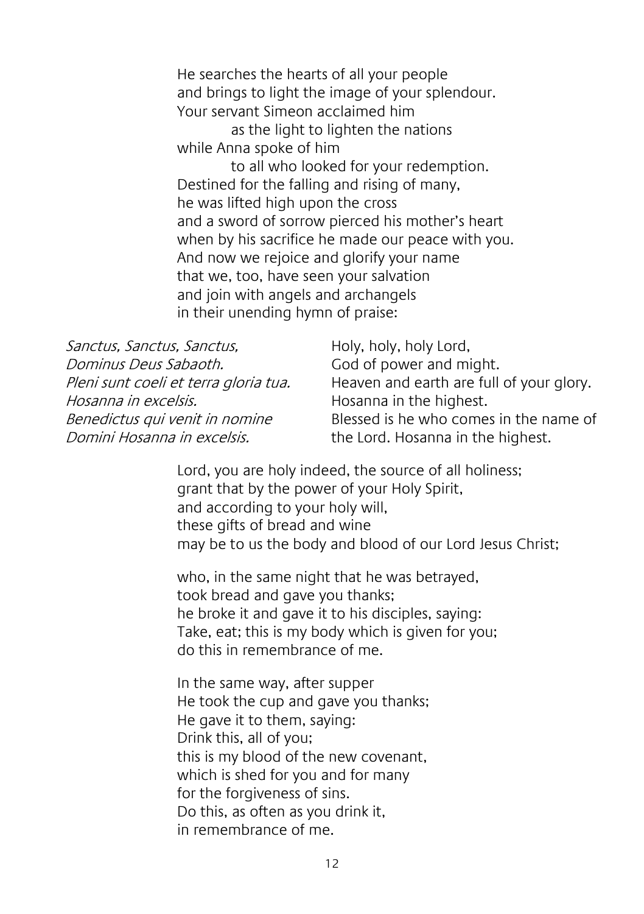He searches the hearts of all your people
and brings to light the image of your splendour.
Your servant Simeon acclaimed him
    as the light to lighten the nations
while Anna spoke of him
    to all who looked for your redemption.
Destined for the falling and rising of many,
he was lifted high upon the cross
and a sword of sorrow pierced his mother's heart
when by his sacrifice he made our peace with you.
And now we rejoice and glorify your name
that we, too, have seen your salvation
and join with angels and archangels
in their unending hymn of praise:

| | |
|---|---|
| *Sanctus, Sanctus, Sanctus,* | Holy, holy, holy Lord, |
| *Dominus Deus Sabaoth.* | God of power and might. |
| *Pleni sunt coeli et terra gloria tua.* | Heaven and earth are full of your glory. |
| *Hosanna in excelsis.* | Hosanna in the highest. |
| *Benedictus qui venit in nomine* | Blessed is he who comes in the name of |
| *Domini Hosanna in excelsis.* | the Lord. Hosanna in the highest. |

Lord, you are holy indeed, the source of all holiness;
grant that by the power of your Holy Spirit,
and according to your holy will,
these gifts of bread and wine
may be to us the body and blood of our Lord Jesus Christ;

who, in the same night that he was betrayed,
took bread and gave you thanks;
he broke it and gave it to his disciples, saying:
Take, eat; this is my body which is given for you;
do this in remembrance of me.

In the same way, after supper
He took the cup and gave you thanks;
He gave it to them, saying:
Drink this, all of you;
this is my blood of the new covenant,
which is shed for you and for many
for the forgiveness of sins.
Do this, as often as you drink it,
in remembrance of me.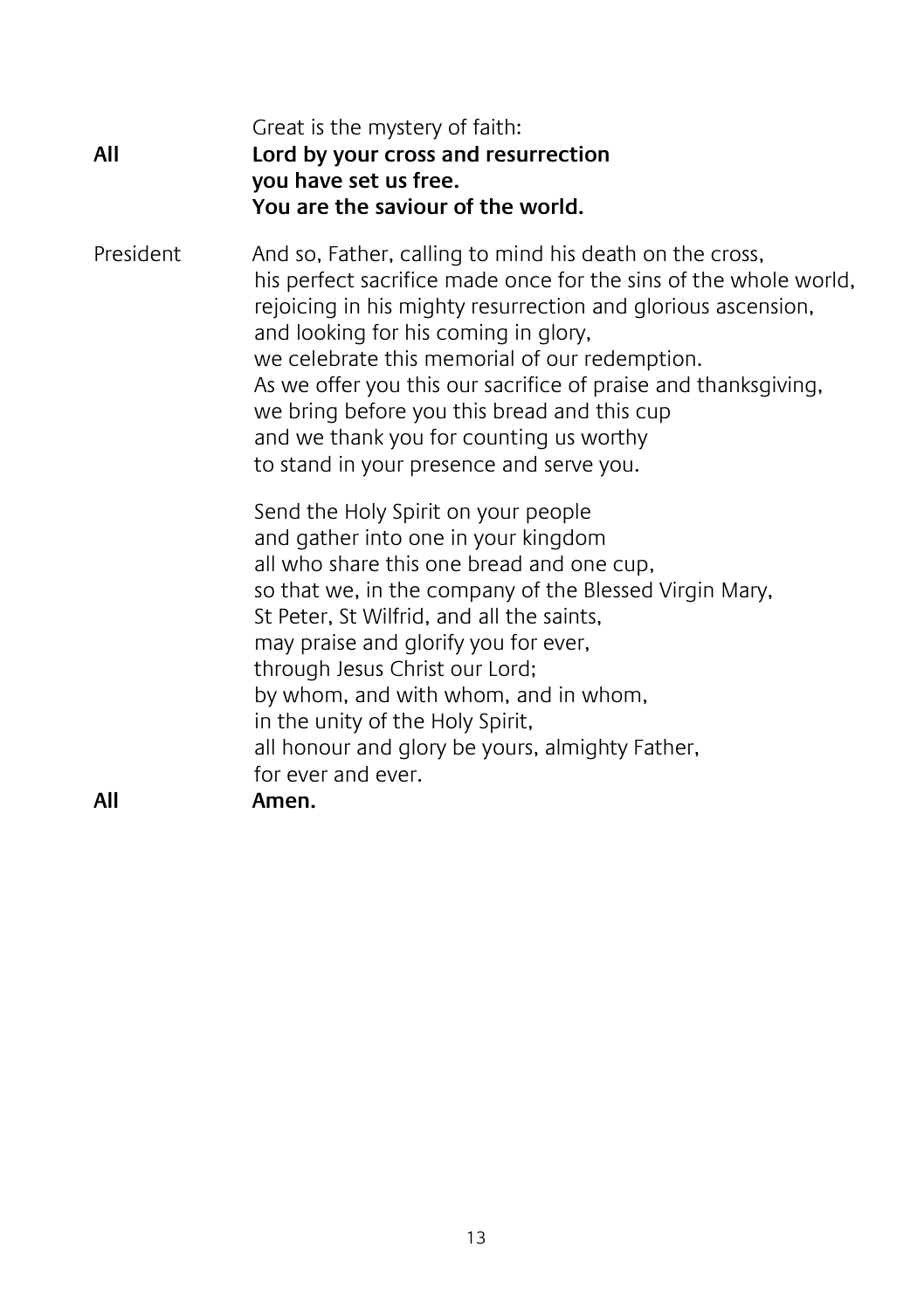Great is the mystery of faith:

**All** **Lord by your cross and resurrection**
**you have set us free.**
**You are the saviour of the world.**

President And so, Father, calling to mind his death on the cross,
his perfect sacrifice made once for the sins of the whole world,
rejoicing in his mighty resurrection and glorious ascension,
and looking for his coming in glory,
we celebrate this memorial of our redemption.
As we offer you this our sacrifice of praise and thanksgiving,
we bring before you this bread and this cup
and we thank you for counting us worthy
to stand in your presence and serve you.

Send the Holy Spirit on your people
and gather into one in your kingdom
all who share this one bread and one cup,
so that we, in the company of the Blessed Virgin Mary,
St Peter, St Wilfrid, and all the saints,
may praise and glorify you for ever,
through Jesus Christ our Lord;
by whom, and with whom, and in whom,
in the unity of the Holy Spirit,
all honour and glory be yours, almighty Father,
for ever and ever.

**All** **Amen.**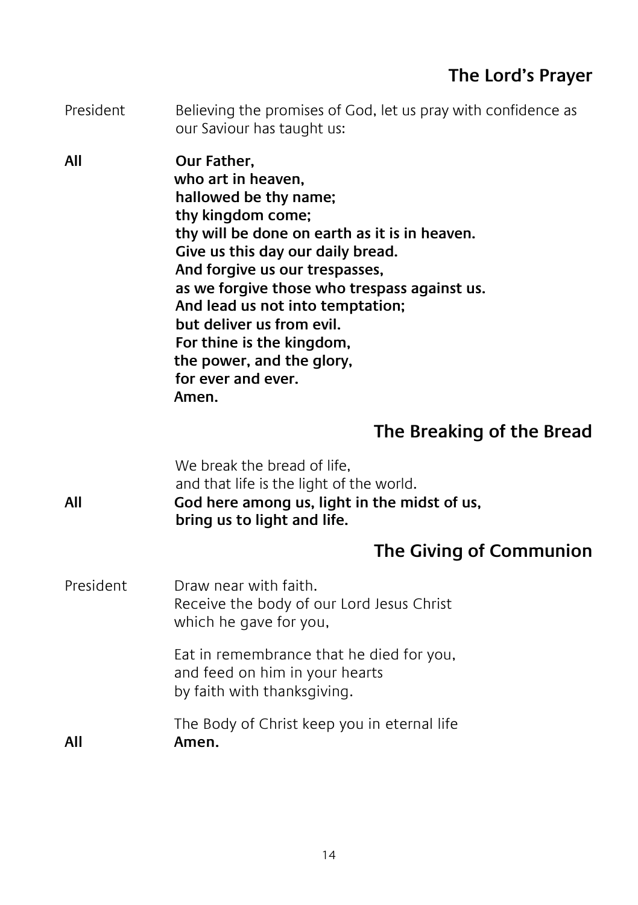## The Lord's Prayer

President Believing the promises of God, let us pray with confidence as our Saviour has taught us:

**All** **Our Father,**
**who art in heaven,**
**hallowed be thy name;**
**thy kingdom come;**
**thy will be done on earth as it is in heaven.**
**Give us this day our daily bread.**
**And forgive us our trespasses,**
**as we forgive those who trespass against us.**
**And lead us not into temptation;**
**but deliver us from evil.**
**For thine is the kingdom,**
**the power, and the glory,**
**for ever and ever.**
**Amen.**

## The Breaking of the Bread

We break the bread of life,
and that life is the light of the world.

**All** **God here among us, light in the midst of us,**
**bring us to light and life.**

## The Giving of Communion

President Draw near with faith.
Receive the body of our Lord Jesus Christ
which he gave for you,

Eat in remembrance that he died for you,
and feed on him in your hearts
by faith with thanksgiving.

The Body of Christ keep you in eternal life

**All** **Amen.**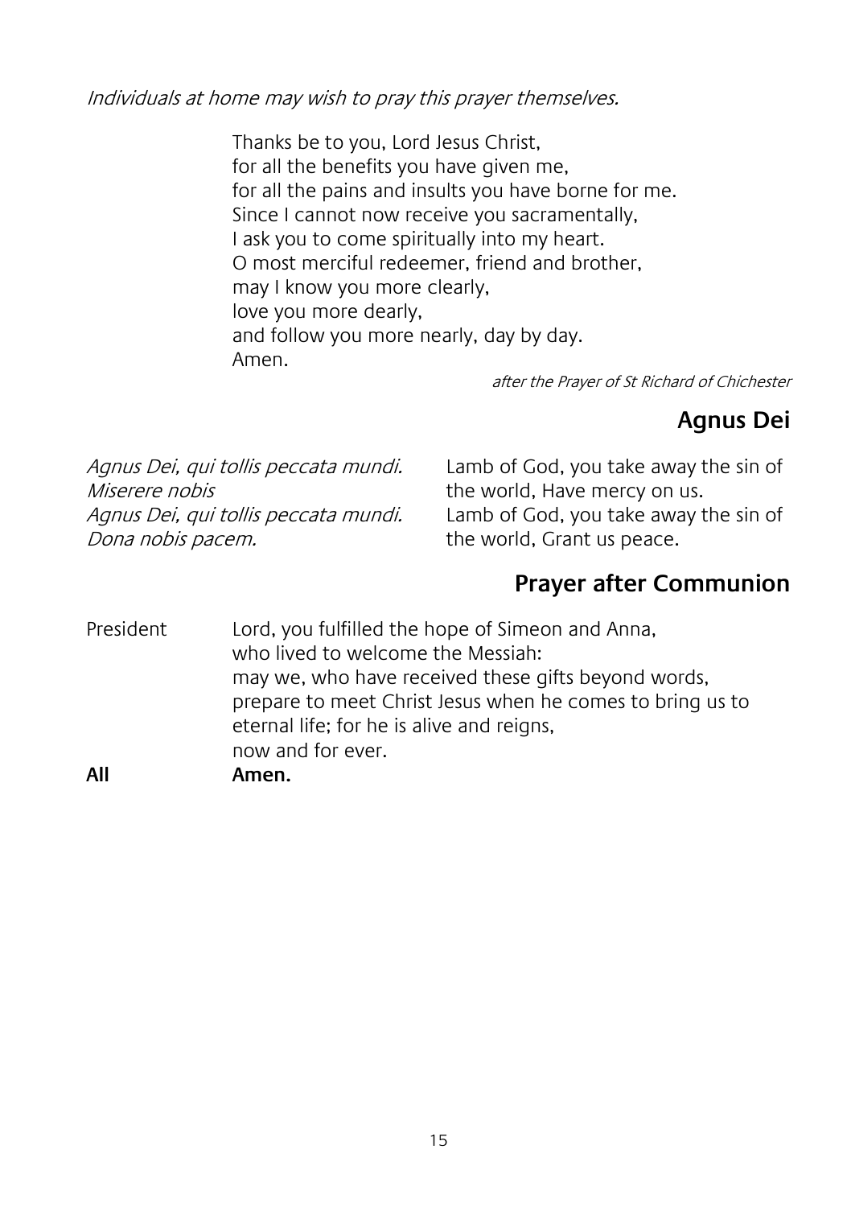*Individuals at home may wish to pray this prayer themselves.*

Thanks be to you, Lord Jesus Christ,
for all the benefits you have given me,
for all the pains and insults you have borne for me.
Since I cannot now receive you sacramentally,
I ask you to come spiritually into my heart.
O most merciful redeemer, friend and brother,
may I know you more clearly,
love you more dearly,
and follow you more nearly, day by day.
Amen.

*after the Prayer of St Richard of Chichester*

## Agnus Dei

*Agnus Dei, qui tollis peccata mundi.*
*Miserere nobis*
*Agnus Dei, qui tollis peccata mundi.*
*Dona nobis pacem.*

Lamb of God, you take away the sin of the world, Have mercy on us.
Lamb of God, you take away the sin of the world, Grant us peace.

## Prayer after Communion

President: Lord, you fulfilled the hope of Simeon and Anna, who lived to welcome the Messiah: may we, who have received these gifts beyond words, prepare to meet Christ Jesus when he comes to bring us to eternal life; for he is alive and reigns, now and for ever.

**All: Amen.**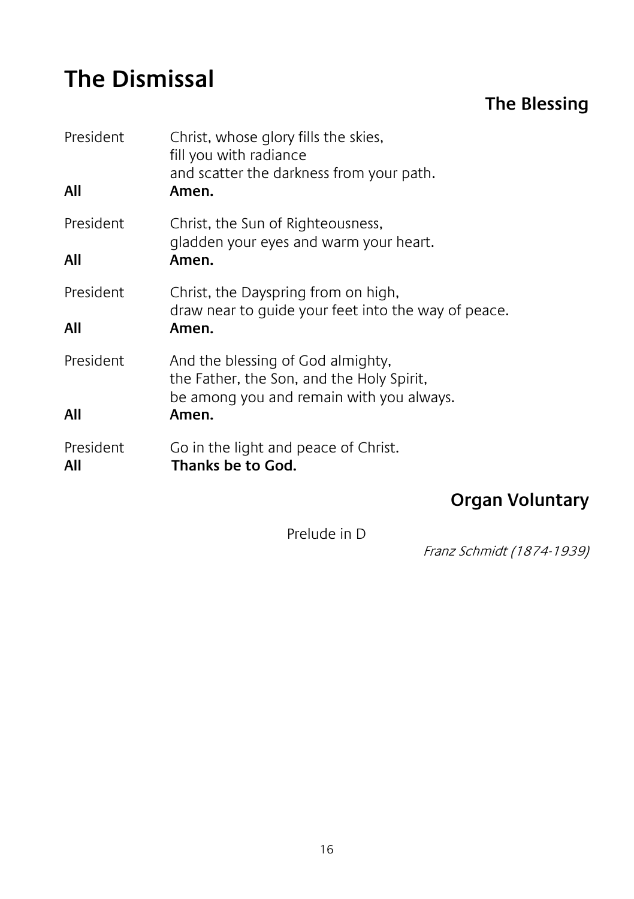# The Dismissal

## The Blessing

President Christ, whose glory fills the skies,
fill you with radiance
and scatter the darkness from your path.
**All** **Amen.**

President Christ, the Sun of Righteousness,
gladden your eyes and warm your heart.
**All** **Amen.**

President Christ, the Dayspring from on high,
draw near to guide your feet into the way of peace.
**All** **Amen.**

President And the blessing of God almighty,
the Father, the Son, and the Holy Spirit,
be among you and remain with you always.
**All** **Amen.**

President Go in the light and peace of Christ.
**All** **Thanks be to God.**

## Organ Voluntary

Prelude in D

*Franz Schmidt (1874-1939)*